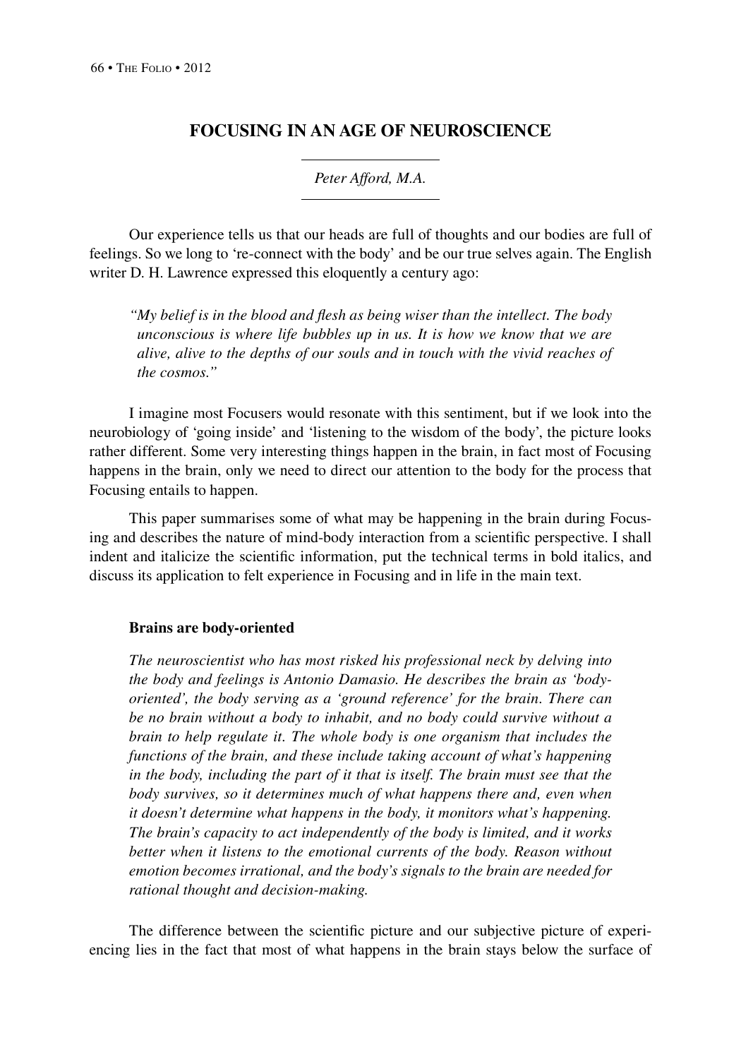# FOCUSING IN AN AGE OF NEUROSCIENCE

*Peter Afford, M.A.*

Our experience tells us that our heads are full of thoughts and our bodies are full of feelings. So we long to 're-connect with the body' and be our true selves again. The English writer D. H. Lawrence expressed this eloquently a century ago:

> *"My belief is in the blood and flesh as being wiser than the intellect. The body unconscious is where life bubbles up in us. It is how we know that we are alive, alive to the depths of our souls and in touch with the vivid reaches of the cosmos."*

I imagine most Focusers would resonate with this sentiment, but if we look into the neurobiology of 'going inside' and 'listening to the wisdom of the body', the picture looks rather different. Some very interesting things happen in the brain, in fact most of Focusing happens in the brain, only we need to direct our attention to the body for the process that Focusing entails to happen.

This paper summarises some of what may be happening in the brain during Focusing and describes the nature of mind-body interaction from a scientific perspective. I shall indent and italicize the scientific information, put the technical terms in bold italics, and discuss its application to felt experience in Focusing and in life in the main text.

### Brains are body-oriented

> *The neuroscientist who has most risked his professional neck by delving into the body and feelings is Antonio Damasio. He describes the brain as 'body-oriented', the body serving as a 'ground reference' for the brain. There can be no brain without a body to inhabit, and no body could survive without a brain to help regulate it. The whole body is one organism that includes the functions of the brain, and these include taking account of what's happening in the body, including the part of it that is itself. The brain must see that the body survives, so it determines much of what happens there and, even when it doesn't determine what happens in the body, it monitors what's happening. The brain's capacity to act independently of the body is limited, and it works better when it listens to the emotional currents of the body. Reason without emotion becomes irrational, and the body's signals to the brain are needed for rational thought and decision-making.*

The difference between the scientific picture and our subjective picture of experiencing lies in the fact that most of what happens in the brain stays below the surface of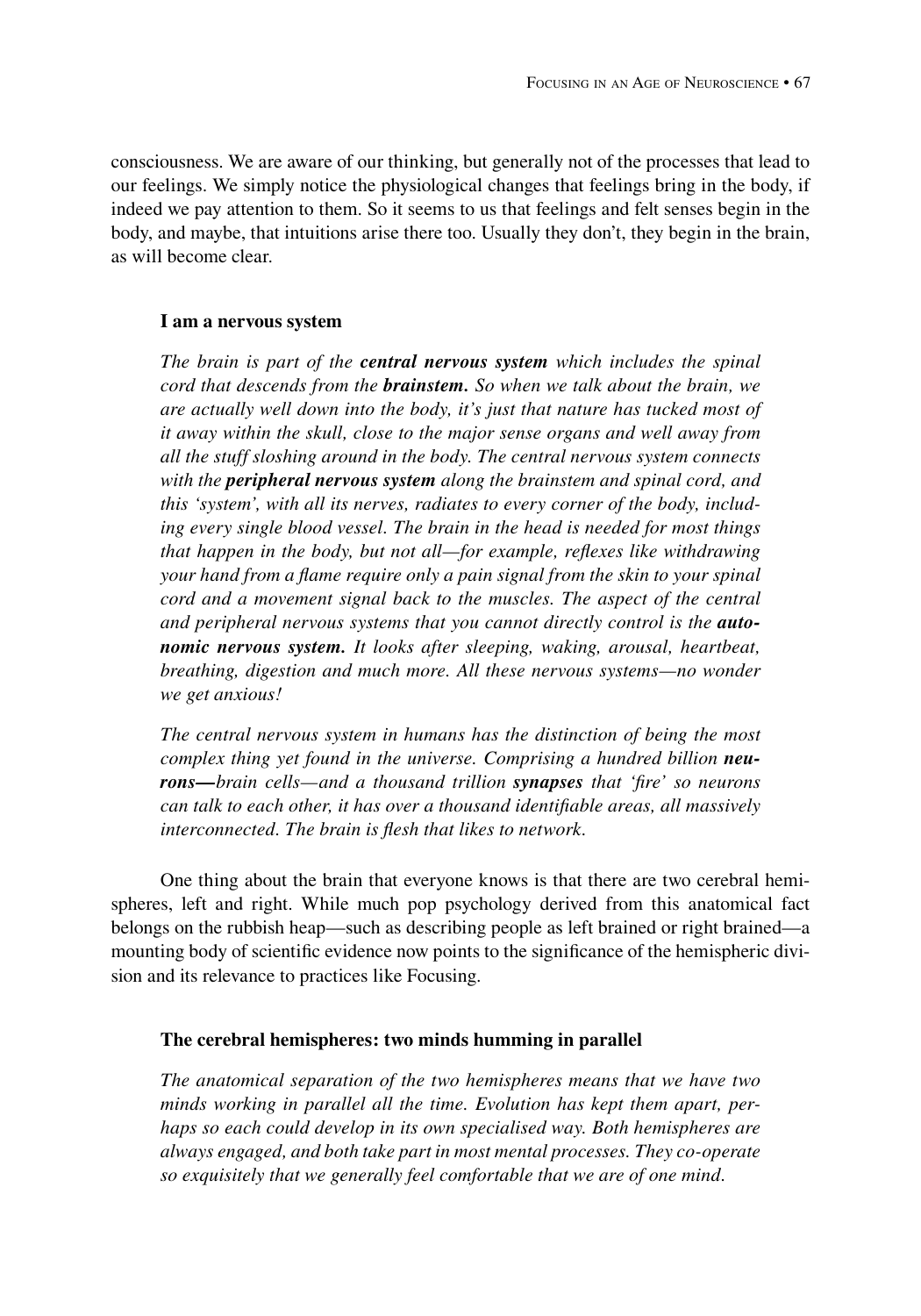consciousness. We are aware of our thinking, but generally not of the processes that lead to our feelings. We simply notice the physiological changes that feelings bring in the body, if indeed we pay attention to them. So it seems to us that feelings and felt senses begin in the body, and maybe, that intuitions arise there too. Usually they don't, they begin in the brain, as will become clear.

### I am a nervous system

*The brain is part of the* ***central nervous system*** *which includes the spinal cord that descends from the* ***brainstem.*** *So when we talk about the brain, we are actually well down into the body, it's just that nature has tucked most of it away within the skull, close to the major sense organs and well away from all the stuff sloshing around in the body. The central nervous system connects with the* ***peripheral nervous system*** *along the brainstem and spinal cord, and this 'system', with all its nerves, radiates to every corner of the body, including every single blood vessel. The brain in the head is needed for most things that happen in the body, but not all—for example, reflexes like withdrawing your hand from a flame require only a pain signal from the skin to your spinal cord and a movement signal back to the muscles. The aspect of the central and peripheral nervous systems that you cannot directly control is the* ***autonomic nervous system.*** *It looks after sleeping, waking, arousal, heartbeat, breathing, digestion and much more. All these nervous systems—no wonder we get anxious!*

*The central nervous system in humans has the distinction of being the most complex thing yet found in the universe. Comprising a hundred billion* ***neurons—****brain cells—and a thousand trillion* ***synapses*** *that 'fire' so neurons can talk to each other, it has over a thousand identifiable areas, all massively interconnected. The brain is flesh that likes to network.*

One thing about the brain that everyone knows is that there are two cerebral hemispheres, left and right. While much pop psychology derived from this anatomical fact belongs on the rubbish heap—such as describing people as left brained or right brained—a mounting body of scientific evidence now points to the significance of the hemispheric division and its relevance to practices like Focusing.

### The cerebral hemispheres: two minds humming in parallel

*The anatomical separation of the two hemispheres means that we have two minds working in parallel all the time. Evolution has kept them apart, perhaps so each could develop in its own specialised way. Both hemispheres are always engaged, and both take part in most mental processes. They co-operate so exquisitely that we generally feel comfortable that we are of one mind.*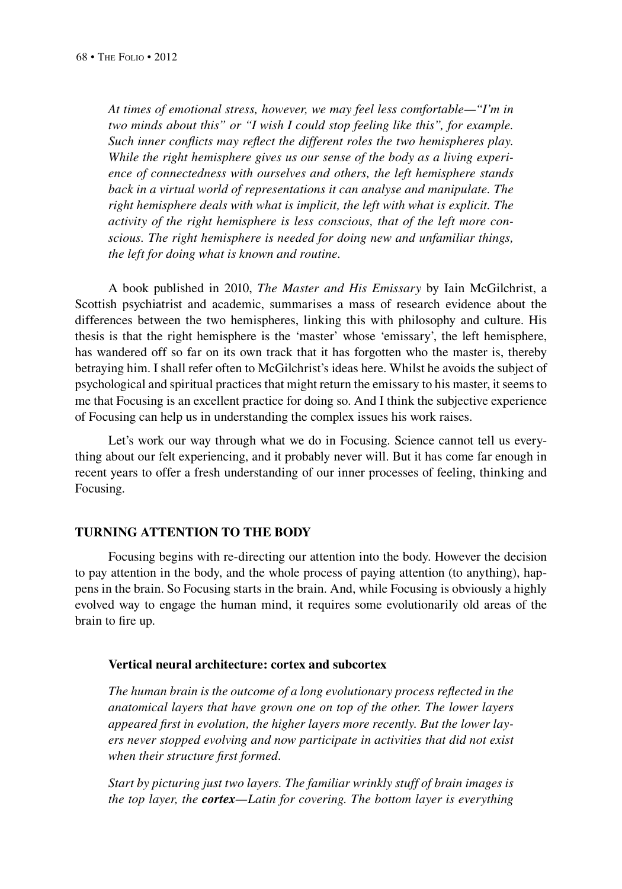*At times of emotional stress, however, we may feel less comfortable—"I'm in two minds about this" or "I wish I could stop feeling like this", for example. Such inner conflicts may reflect the different roles the two hemispheres play. While the right hemisphere gives us our sense of the body as a living experience of connectedness with ourselves and others, the left hemisphere stands back in a virtual world of representations it can analyse and manipulate. The right hemisphere deals with what is implicit, the left with what is explicit. The activity of the right hemisphere is less conscious, that of the left more conscious. The right hemisphere is needed for doing new and unfamiliar things, the left for doing what is known and routine.*

A book published in 2010, *The Master and His Emissary* by Iain McGilchrist, a Scottish psychiatrist and academic, summarises a mass of research evidence about the differences between the two hemispheres, linking this with philosophy and culture. His thesis is that the right hemisphere is the 'master' whose 'emissary', the left hemisphere, has wandered off so far on its own track that it has forgotten who the master is, thereby betraying him. I shall refer often to McGilchrist's ideas here. Whilst he avoids the subject of psychological and spiritual practices that might return the emissary to his master, it seems to me that Focusing is an excellent practice for doing so. And I think the subjective experience of Focusing can help us in understanding the complex issues his work raises.

Let's work our way through what we do in Focusing. Science cannot tell us everything about our felt experiencing, and it probably never will. But it has come far enough in recent years to offer a fresh understanding of our inner processes of feeling, thinking and Focusing.

## TURNING ATTENTION TO THE BODY

Focusing begins with re-directing our attention into the body. However the decision to pay attention in the body, and the whole process of paying attention (to anything), happens in the brain. So Focusing starts in the brain. And, while Focusing is obviously a highly evolved way to engage the human mind, it requires some evolutionarily old areas of the brain to fire up.

### Vertical neural architecture: cortex and subcortex

*The human brain is the outcome of a long evolutionary process reflected in the anatomical layers that have grown one on top of the other. The lower layers appeared first in evolution, the higher layers more recently. But the lower layers never stopped evolving and now participate in activities that did not exist when their structure first formed.*

*Start by picturing just two layers. The familiar wrinkly stuff of brain images is the top layer, the **cortex**—Latin for covering. The bottom layer is everything*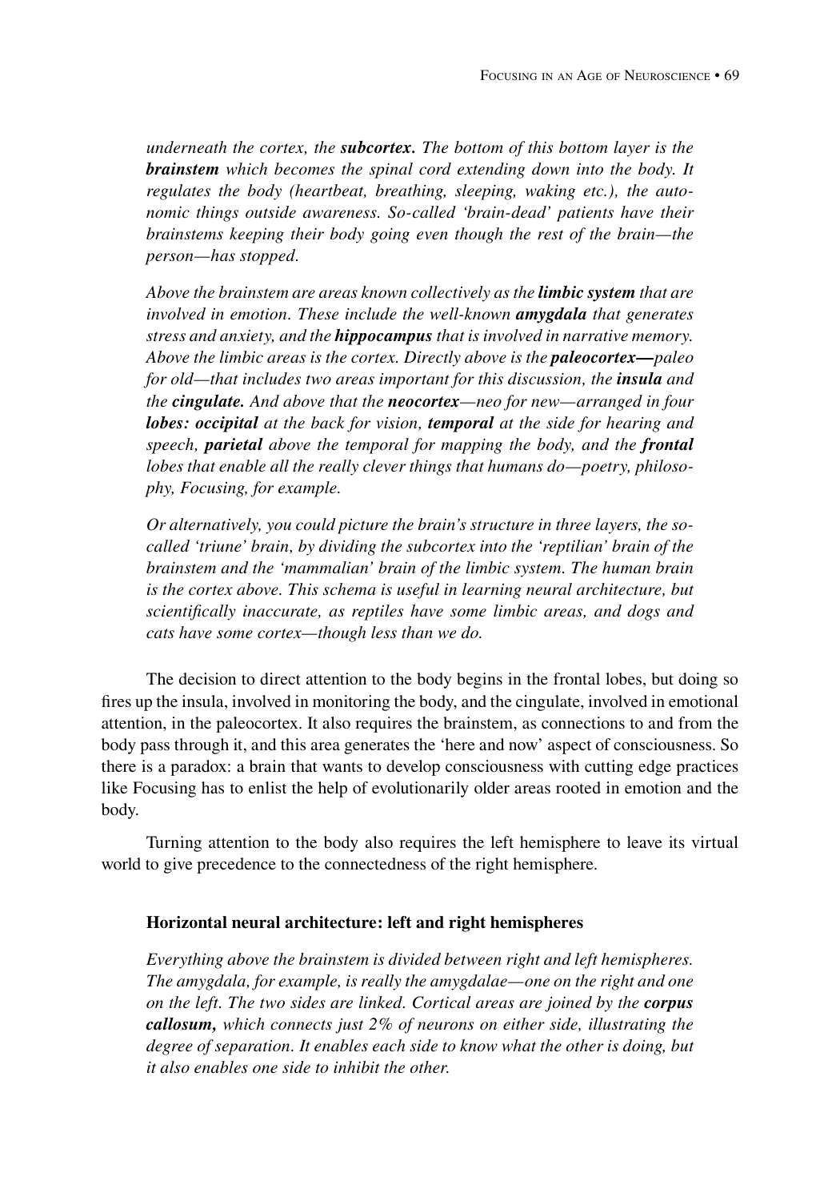*underneath the cortex, the **subcortex.** The bottom of this bottom layer is the **brainstem** which becomes the spinal cord extending down into the body. It regulates the body (heartbeat, breathing, sleeping, waking etc.), the autonomic things outside awareness. So-called 'brain-dead' patients have their brainstems keeping their body going even though the rest of the brain—the person—has stopped.*

*Above the brainstem are areas known collectively as the **limbic system** that are involved in emotion. These include the well-known **amygdala** that generates stress and anxiety, and the **hippocampus** that is involved in narrative memory. Above the limbic areas is the cortex. Directly above is the **paleocortex—**paleo for old—that includes two areas important for this discussion, the **insula** and the **cingulate.** And above that the **neocortex**—neo for new—arranged in four **lobes: occipital** at the back for vision, **temporal** at the side for hearing and speech, **parietal** above the temporal for mapping the body, and the **frontal** lobes that enable all the really clever things that humans do—poetry, philosophy, Focusing, for example.*

*Or alternatively, you could picture the brain's structure in three layers, the so-called 'triune' brain, by dividing the subcortex into the 'reptilian' brain of the brainstem and the 'mammalian' brain of the limbic system. The human brain is the cortex above. This schema is useful in learning neural architecture, but scientifically inaccurate, as reptiles have some limbic areas, and dogs and cats have some cortex—though less than we do.*

The decision to direct attention to the body begins in the frontal lobes, but doing so fires up the insula, involved in monitoring the body, and the cingulate, involved in emotional attention, in the paleocortex. It also requires the brainstem, as connections to and from the body pass through it, and this area generates the 'here and now' aspect of consciousness. So there is a paradox: a brain that wants to develop consciousness with cutting edge practices like Focusing has to enlist the help of evolutionarily older areas rooted in emotion and the body.

Turning attention to the body also requires the left hemisphere to leave its virtual world to give precedence to the connectedness of the right hemisphere.

### Horizontal neural architecture: left and right hemispheres

*Everything above the brainstem is divided between right and left hemispheres. The amygdala, for example, is really the amygdalae—one on the right and one on the left. The two sides are linked. Cortical areas are joined by the **corpus callosum,** which connects just 2% of neurons on either side, illustrating the degree of separation. It enables each side to know what the other is doing, but it also enables one side to inhibit the other.*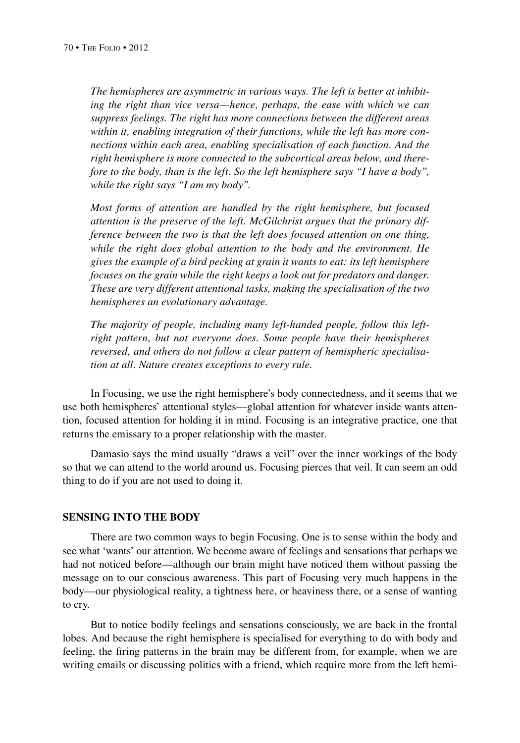*The hemispheres are asymmetric in various ways. The left is better at inhibiting the right than vice versa—hence, perhaps, the ease with which we can suppress feelings. The right has more connections between the different areas within it, enabling integration of their functions, while the left has more connections within each area, enabling specialisation of each function. And the right hemisphere is more connected to the subcortical areas below, and therefore to the body, than is the left. So the left hemisphere says "I have a body", while the right says "I am my body".*

*Most forms of attention are handled by the right hemisphere, but focused attention is the preserve of the left. McGilchrist argues that the primary difference between the two is that the left does focused attention on one thing, while the right does global attention to the body and the environment. He gives the example of a bird pecking at grain it wants to eat: its left hemisphere focuses on the grain while the right keeps a look out for predators and danger. These are very different attentional tasks, making the specialisation of the two hemispheres an evolutionary advantage.*

*The majority of people, including many left-handed people, follow this left-right pattern, but not everyone does. Some people have their hemispheres reversed, and others do not follow a clear pattern of hemispheric specialisation at all. Nature creates exceptions to every rule.*

In Focusing, we use the right hemisphere's body connectedness, and it seems that we use both hemispheres' attentional styles—global attention for whatever inside wants attention, focused attention for holding it in mind. Focusing is an integrative practice, one that returns the emissary to a proper relationship with the master.

Damasio says the mind usually "draws a veil" over the inner workings of the body so that we can attend to the world around us. Focusing pierces that veil. It can seem an odd thing to do if you are not used to doing it.

## SENSING INTO THE BODY

There are two common ways to begin Focusing. One is to sense within the body and see what 'wants' our attention. We become aware of feelings and sensations that perhaps we had not noticed before—although our brain might have noticed them without passing the message on to our conscious awareness. This part of Focusing very much happens in the body—our physiological reality, a tightness here, or heaviness there, or a sense of wanting to cry.

But to notice bodily feelings and sensations consciously, we are back in the frontal lobes. And because the right hemisphere is specialised for everything to do with body and feeling, the firing patterns in the brain may be different from, for example, when we are writing emails or discussing politics with a friend, which require more from the left hemi-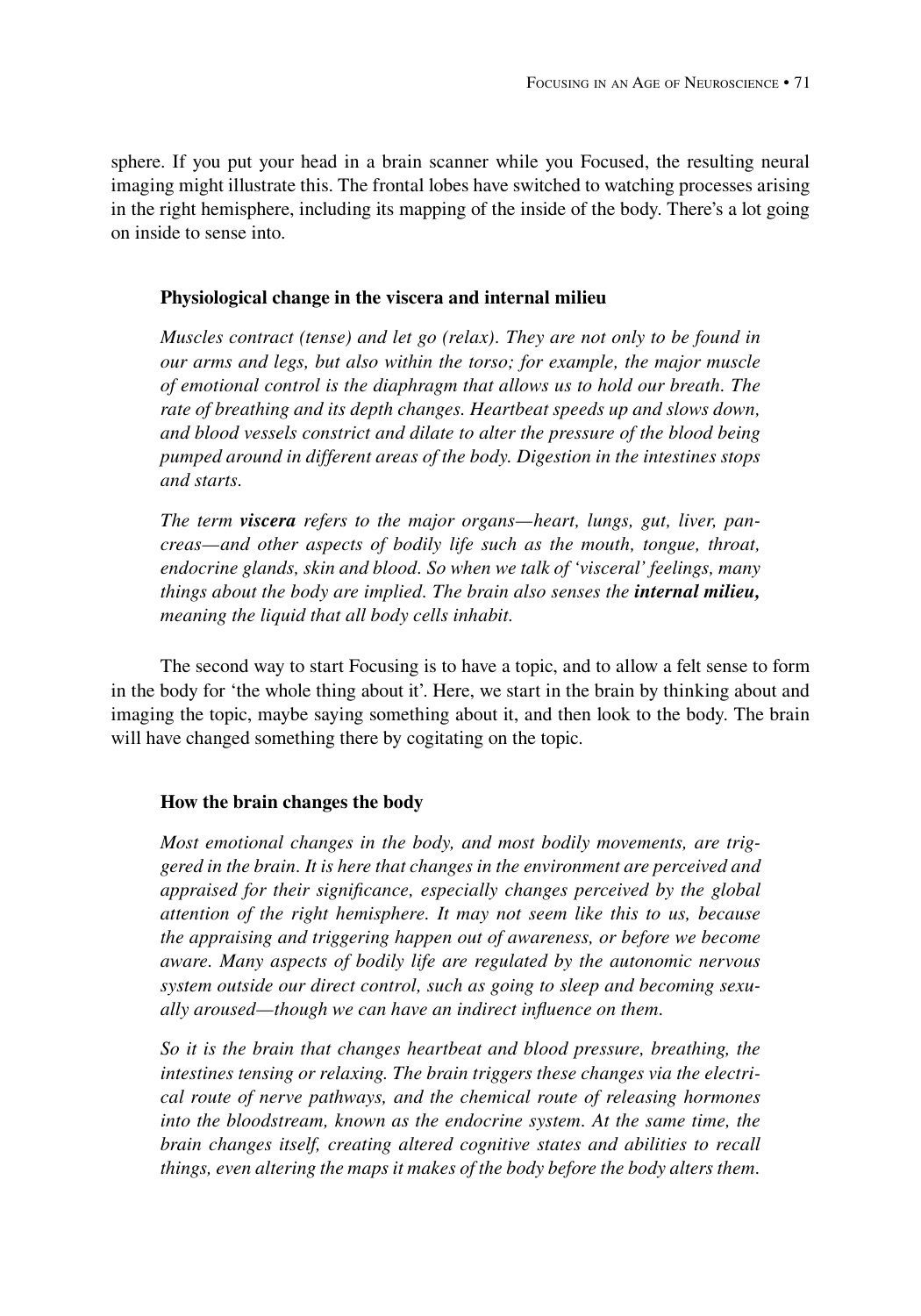sphere. If you put your head in a brain scanner while you Focused, the resulting neural imaging might illustrate this. The frontal lobes have switched to watching processes arising in the right hemisphere, including its mapping of the inside of the body. There's a lot going on inside to sense into.

#### Physiological change in the viscera and internal milieu

*Muscles contract (tense) and let go (relax). They are not only to be found in our arms and legs, but also within the torso; for example, the major muscle of emotional control is the diaphragm that allows us to hold our breath. The rate of breathing and its depth changes. Heartbeat speeds up and slows down, and blood vessels constrict and dilate to alter the pressure of the blood being pumped around in different areas of the body. Digestion in the intestines stops and starts.*

*The term **viscera** refers to the major organs—heart, lungs, gut, liver, pancreas—and other aspects of bodily life such as the mouth, tongue, throat, endocrine glands, skin and blood. So when we talk of 'visceral' feelings, many things about the body are implied. The brain also senses the **internal milieu,** meaning the liquid that all body cells inhabit.*

The second way to start Focusing is to have a topic, and to allow a felt sense to form in the body for 'the whole thing about it'. Here, we start in the brain by thinking about and imaging the topic, maybe saying something about it, and then look to the body. The brain will have changed something there by cogitating on the topic.

#### How the brain changes the body

*Most emotional changes in the body, and most bodily movements, are triggered in the brain. It is here that changes in the environment are perceived and appraised for their significance, especially changes perceived by the global attention of the right hemisphere. It may not seem like this to us, because the appraising and triggering happen out of awareness, or before we become aware. Many aspects of bodily life are regulated by the autonomic nervous system outside our direct control, such as going to sleep and becoming sexually aroused—though we can have an indirect influence on them.*

*So it is the brain that changes heartbeat and blood pressure, breathing, the intestines tensing or relaxing. The brain triggers these changes via the electrical route of nerve pathways, and the chemical route of releasing hormones into the bloodstream, known as the endocrine system. At the same time, the brain changes itself, creating altered cognitive states and abilities to recall things, even altering the maps it makes of the body before the body alters them.*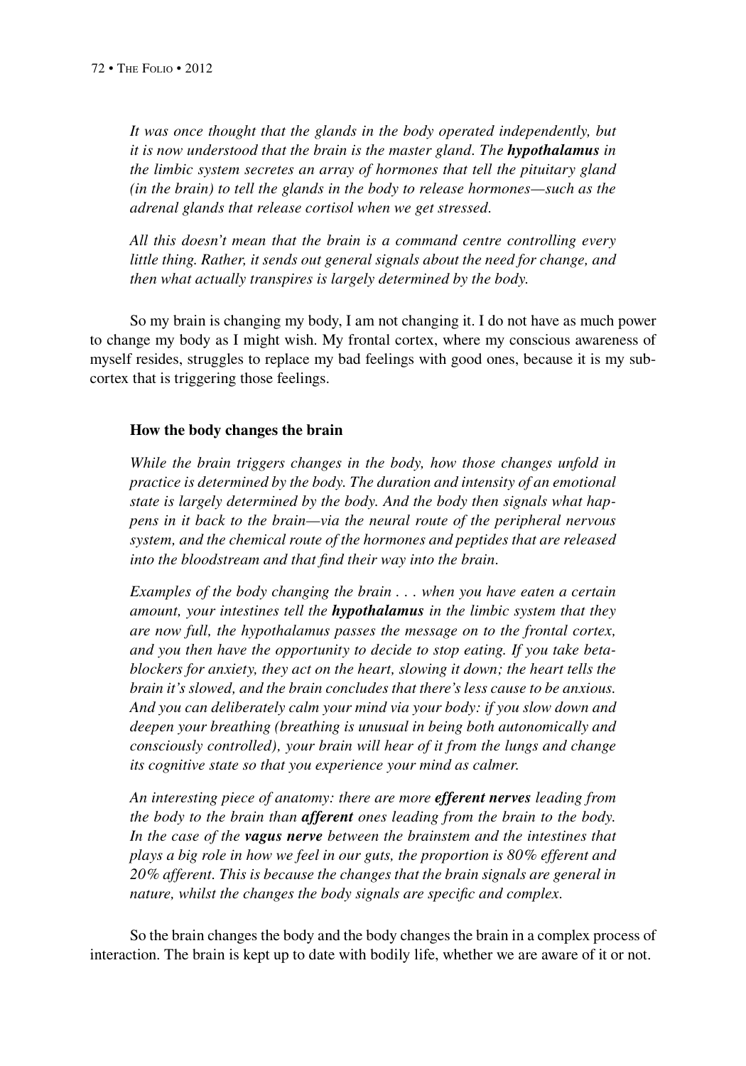*It was once thought that the glands in the body operated independently, but it is now understood that the brain is the master gland. The **hypothalamus** in the limbic system secretes an array of hormones that tell the pituitary gland (in the brain) to tell the glands in the body to release hormones—such as the adrenal glands that release cortisol when we get stressed.*

*All this doesn't mean that the brain is a command centre controlling every little thing. Rather, it sends out general signals about the need for change, and then what actually transpires is largely determined by the body.*

So my brain is changing my body, I am not changing it. I do not have as much power to change my body as I might wish. My frontal cortex, where my conscious awareness of myself resides, struggles to replace my bad feelings with good ones, because it is my sub-cortex that is triggering those feelings.

**How the body changes the brain**

*While the brain triggers changes in the body, how those changes unfold in practice is determined by the body. The duration and intensity of an emotional state is largely determined by the body. And the body then signals what happens in it back to the brain—via the neural route of the peripheral nervous system, and the chemical route of the hormones and peptides that are released into the bloodstream and that find their way into the brain.*

*Examples of the body changing the brain . . . when you have eaten a certain amount, your intestines tell the **hypothalamus** in the limbic system that they are now full, the hypothalamus passes the message on to the frontal cortex, and you then have the opportunity to decide to stop eating. If you take beta-blockers for anxiety, they act on the heart, slowing it down; the heart tells the brain it's slowed, and the brain concludes that there's less cause to be anxious. And you can deliberately calm your mind via your body: if you slow down and deepen your breathing (breathing is unusual in being both autonomically and consciously controlled), your brain will hear of it from the lungs and change its cognitive state so that you experience your mind as calmer.*

*An interesting piece of anatomy: there are more **efferent nerves** leading from the body to the brain than **afferent** ones leading from the brain to the body. In the case of the **vagus nerve** between the brainstem and the intestines that plays a big role in how we feel in our guts, the proportion is 80% efferent and 20% afferent. This is because the changes that the brain signals are general in nature, whilst the changes the body signals are specific and complex.*

So the brain changes the body and the body changes the brain in a complex process of interaction. The brain is kept up to date with bodily life, whether we are aware of it or not.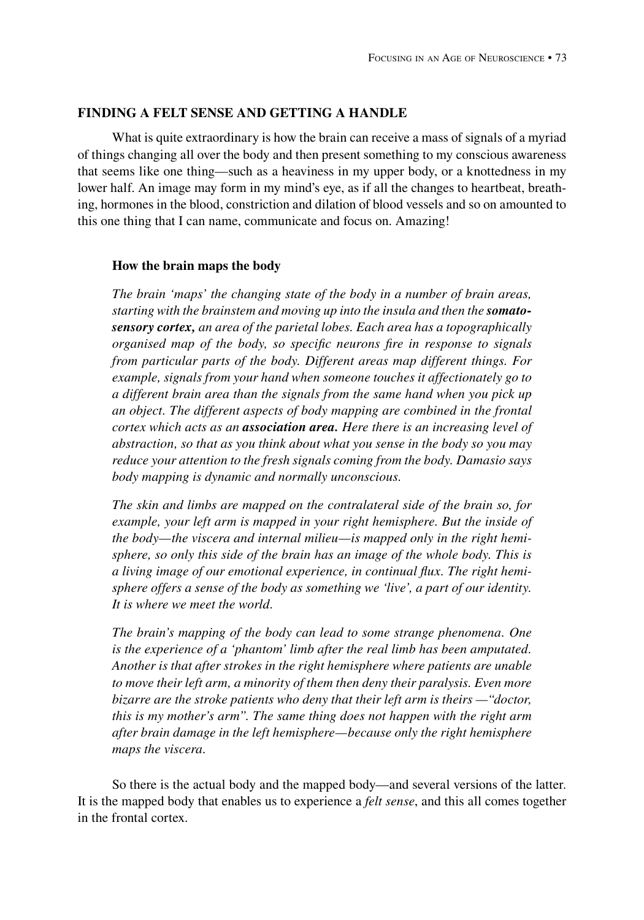## FINDING A FELT SENSE AND GETTING A HANDLE

What is quite extraordinary is how the brain can receive a mass of signals of a myriad of things changing all over the body and then present something to my conscious awareness that seems like one thing—such as a heaviness in my upper body, or a knottedness in my lower half. An image may form in my mind's eye, as if all the changes to heartbeat, breathing, hormones in the blood, constriction and dilation of blood vessels and so on amounted to this one thing that I can name, communicate and focus on. Amazing!

### How the brain maps the body

*The brain 'maps' the changing state of the body in a number of brain areas, starting with the brainstem and moving up into the insula and then the* ***somatosensory cortex,*** *an area of the parietal lobes. Each area has a topographically organised map of the body, so specific neurons fire in response to signals from particular parts of the body. Different areas map different things. For example, signals from your hand when someone touches it affectionately go to a different brain area than the signals from the same hand when you pick up an object. The different aspects of body mapping are combined in the frontal cortex which acts as an* ***association area.*** *Here there is an increasing level of abstraction, so that as you think about what you sense in the body so you may reduce your attention to the fresh signals coming from the body. Damasio says body mapping is dynamic and normally unconscious.*

*The skin and limbs are mapped on the contralateral side of the brain so, for example, your left arm is mapped in your right hemisphere. But the inside of the body—the viscera and internal milieu—is mapped only in the right hemisphere, so only this side of the brain has an image of the whole body. This is a living image of our emotional experience, in continual flux. The right hemisphere offers a sense of the body as something we 'live', a part of our identity. It is where we meet the world.*

*The brain's mapping of the body can lead to some strange phenomena. One is the experience of a 'phantom' limb after the real limb has been amputated. Another is that after strokes in the right hemisphere where patients are unable to move their left arm, a minority of them then deny their paralysis. Even more bizarre are the stroke patients who deny that their left arm is theirs —"doctor, this is my mother's arm". The same thing does not happen with the right arm after brain damage in the left hemisphere—because only the right hemisphere maps the viscera.*

So there is the actual body and the mapped body—and several versions of the latter. It is the mapped body that enables us to experience a *felt sense*, and this all comes together in the frontal cortex.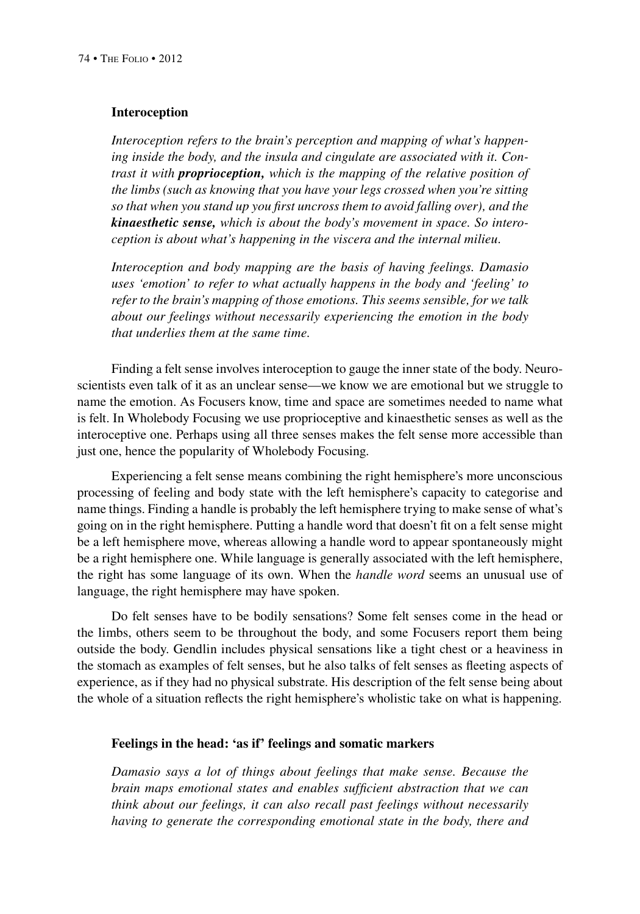### Interception

*Interoception refers to the brain's perception and mapping of what's happening inside the body, and the insula and cingulate are associated with it. Contrast it with* ***proprioception,*** *which is the mapping of the relative position of the limbs (such as knowing that you have your legs crossed when you're sitting so that when you stand up you first uncross them to avoid falling over), and the* ***kinaesthetic sense,*** *which is about the body's movement in space. So interoception is about what's happening in the viscera and the internal milieu.*

*Interoception and body mapping are the basis of having feelings. Damasio uses 'emotion' to refer to what actually happens in the body and 'feeling' to refer to the brain's mapping of those emotions. This seems sensible, for we talk about our feelings without necessarily experiencing the emotion in the body that underlies them at the same time.*

Finding a felt sense involves interoception to gauge the inner state of the body. Neuroscientists even talk of it as an unclear sense—we know we are emotional but we struggle to name the emotion. As Focusers know, time and space are sometimes needed to name what is felt. In Wholebody Focusing we use proprioceptive and kinaesthetic senses as well as the interoceptive one. Perhaps using all three senses makes the felt sense more accessible than just one, hence the popularity of Wholebody Focusing.

Experiencing a felt sense means combining the right hemisphere's more unconscious processing of feeling and body state with the left hemisphere's capacity to categorise and name things. Finding a handle is probably the left hemisphere trying to make sense of what's going on in the right hemisphere. Putting a handle word that doesn't fit on a felt sense might be a left hemisphere move, whereas allowing a handle word to appear spontaneously might be a right hemisphere one. While language is generally associated with the left hemisphere, the right has some language of its own. When the *handle word* seems an unusual use of language, the right hemisphere may have spoken.

Do felt senses have to be bodily sensations? Some felt senses come in the head or the limbs, others seem to be throughout the body, and some Focusers report them being outside the body. Gendlin includes physical sensations like a tight chest or a heaviness in the stomach as examples of felt senses, but he also talks of felt senses as fleeting aspects of experience, as if they had no physical substrate. His description of the felt sense being about the whole of a situation reflects the right hemisphere's wholistic take on what is happening.

### Feelings in the head: 'as if' feelings and somatic markers

*Damasio says a lot of things about feelings that make sense. Because the brain maps emotional states and enables sufficient abstraction that we can think about our feelings, it can also recall past feelings without necessarily having to generate the corresponding emotional state in the body, there and*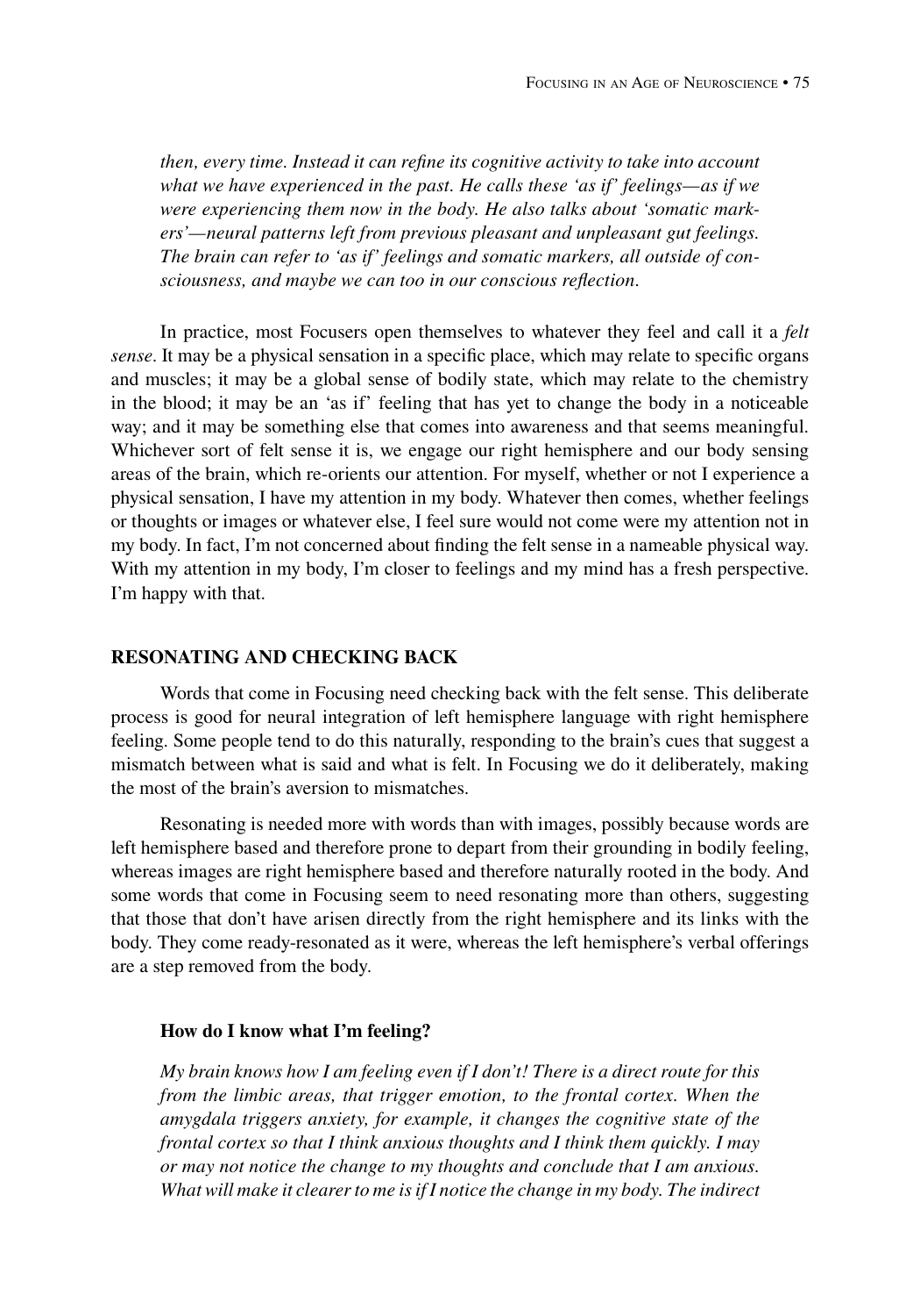*then, every time. Instead it can refine its cognitive activity to take into account what we have experienced in the past. He calls these 'as if' feelings—as if we were experiencing them now in the body. He also talks about 'somatic markers'—neural patterns left from previous pleasant and unpleasant gut feelings. The brain can refer to 'as if' feelings and somatic markers, all outside of consciousness, and maybe we can too in our conscious reflection.*

In practice, most Focusers open themselves to whatever they feel and call it a *felt sense*. It may be a physical sensation in a specific place, which may relate to specific organs and muscles; it may be a global sense of bodily state, which may relate to the chemistry in the blood; it may be an 'as if' feeling that has yet to change the body in a noticeable way; and it may be something else that comes into awareness and that seems meaningful. Whichever sort of felt sense it is, we engage our right hemisphere and our body sensing areas of the brain, which re-orients our attention. For myself, whether or not I experience a physical sensation, I have my attention in my body. Whatever then comes, whether feelings or thoughts or images or whatever else, I feel sure would not come were my attention not in my body. In fact, I'm not concerned about finding the felt sense in a nameable physical way. With my attention in my body, I'm closer to feelings and my mind has a fresh perspective. I'm happy with that.

## RESONATING AND CHECKING BACK

Words that come in Focusing need checking back with the felt sense. This deliberate process is good for neural integration of left hemisphere language with right hemisphere feeling. Some people tend to do this naturally, responding to the brain's cues that suggest a mismatch between what is said and what is felt. In Focusing we do it deliberately, making the most of the brain's aversion to mismatches.

Resonating is needed more with words than with images, possibly because words are left hemisphere based and therefore prone to depart from their grounding in bodily feeling, whereas images are right hemisphere based and therefore naturally rooted in the body. And some words that come in Focusing seem to need resonating more than others, suggesting that those that don't have arisen directly from the right hemisphere and its links with the body. They come ready-resonated as it were, whereas the left hemisphere's verbal offerings are a step removed from the body.

### How do I know what I'm feeling?

*My brain knows how I am feeling even if I don't! There is a direct route for this from the limbic areas, that trigger emotion, to the frontal cortex. When the amygdala triggers anxiety, for example, it changes the cognitive state of the frontal cortex so that I think anxious thoughts and I think them quickly. I may or may not notice the change to my thoughts and conclude that I am anxious. What will make it clearer to me is if I notice the change in my body. The indirect*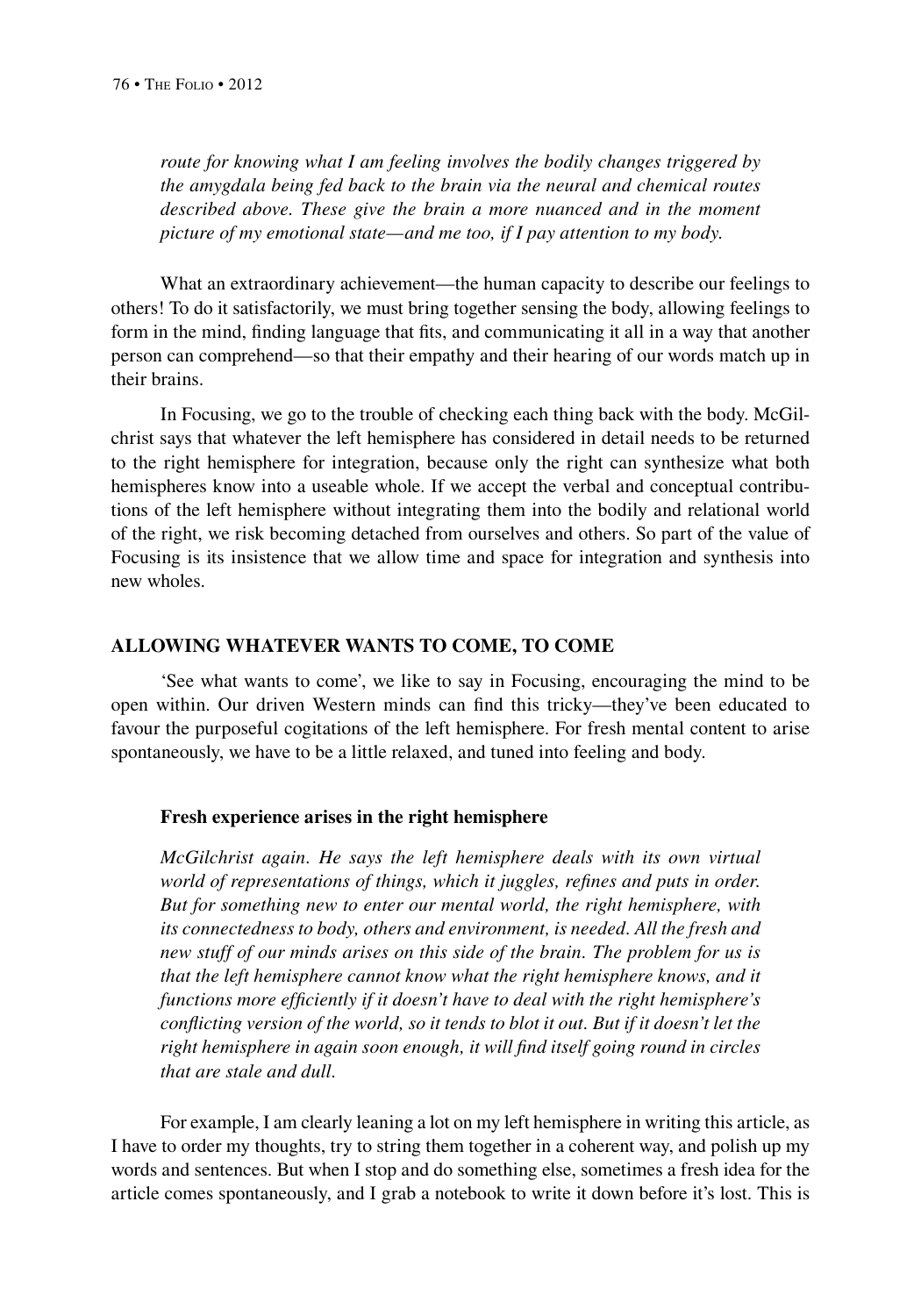*route for knowing what I am feeling involves the bodily changes triggered by the amygdala being fed back to the brain via the neural and chemical routes described above. These give the brain a more nuanced and in the moment picture of my emotional state—and me too, if I pay attention to my body.*

What an extraordinary achievement—the human capacity to describe our feelings to others! To do it satisfactorily, we must bring together sensing the body, allowing feelings to form in the mind, finding language that fits, and communicating it all in a way that another person can comprehend—so that their empathy and their hearing of our words match up in their brains.

In Focusing, we go to the trouble of checking each thing back with the body. McGilchrist says that whatever the left hemisphere has considered in detail needs to be returned to the right hemisphere for integration, because only the right can synthesize what both hemispheres know into a useable whole. If we accept the verbal and conceptual contributions of the left hemisphere without integrating them into the bodily and relational world of the right, we risk becoming detached from ourselves and others. So part of the value of Focusing is its insistence that we allow time and space for integration and synthesis into new wholes.

## ALLOWING WHATEVER WANTS TO COME, TO COME

'See what wants to come', we like to say in Focusing, encouraging the mind to be open within. Our driven Western minds can find this tricky—they've been educated to favour the purposeful cogitations of the left hemisphere. For fresh mental content to arise spontaneously, we have to be a little relaxed, and tuned into feeling and body.

### Fresh experience arises in the right hemisphere

*McGilchrist again. He says the left hemisphere deals with its own virtual world of representations of things, which it juggles, refines and puts in order. But for something new to enter our mental world, the right hemisphere, with its connectedness to body, others and environment, is needed. All the fresh and new stuff of our minds arises on this side of the brain. The problem for us is that the left hemisphere cannot know what the right hemisphere knows, and it functions more efficiently if it doesn't have to deal with the right hemisphere's conflicting version of the world, so it tends to blot it out. But if it doesn't let the right hemisphere in again soon enough, it will find itself going round in circles that are stale and dull.*

For example, I am clearly leaning a lot on my left hemisphere in writing this article, as I have to order my thoughts, try to string them together in a coherent way, and polish up my words and sentences. But when I stop and do something else, sometimes a fresh idea for the article comes spontaneously, and I grab a notebook to write it down before it's lost. This is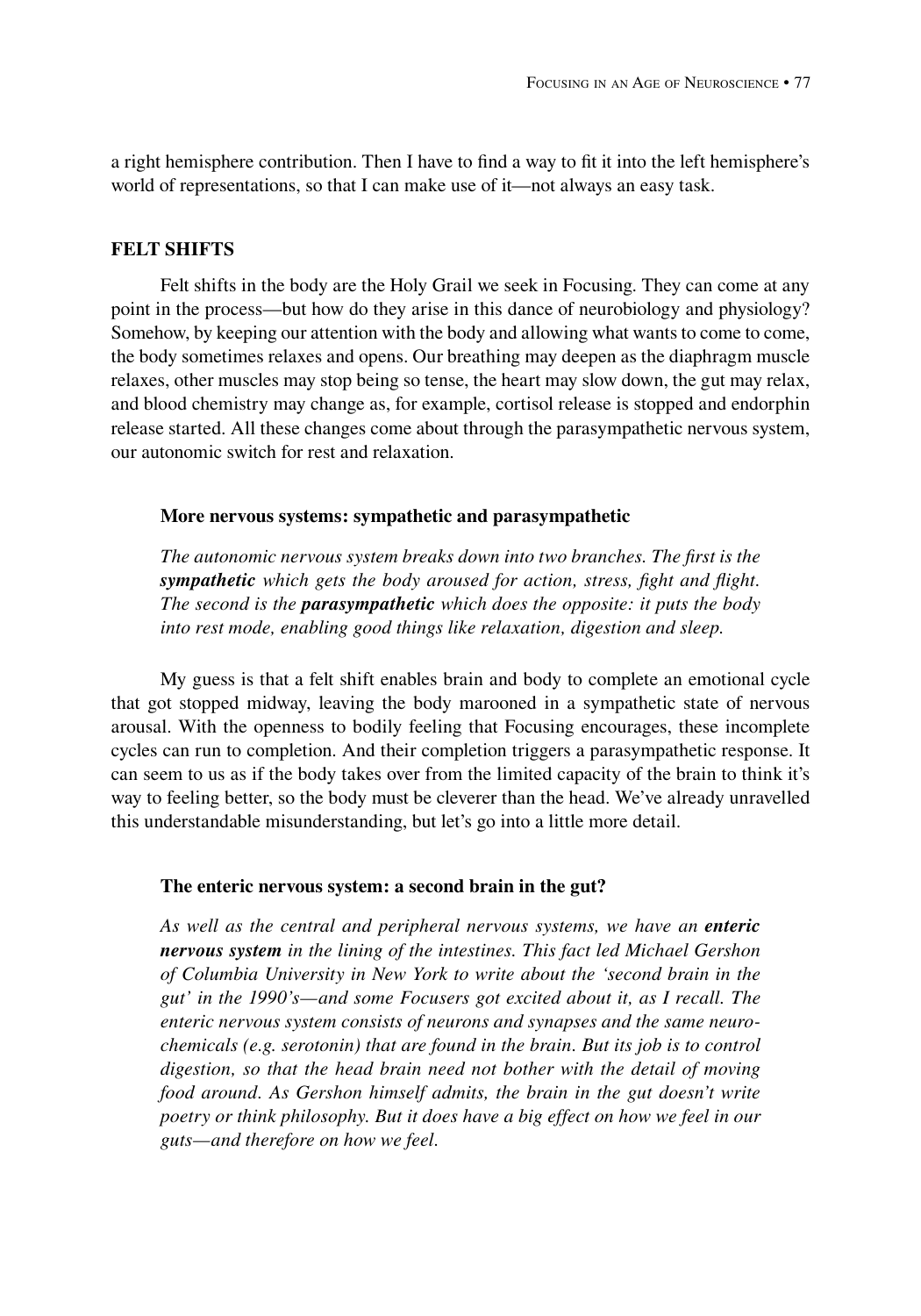a right hemisphere contribution. Then I have to find a way to fit it into the left hemisphere's world of representations, so that I can make use of it—not always an easy task.

## FELT SHIFTS

Felt shifts in the body are the Holy Grail we seek in Focusing. They can come at any point in the process—but how do they arise in this dance of neurobiology and physiology? Somehow, by keeping our attention with the body and allowing what wants to come to come, the body sometimes relaxes and opens. Our breathing may deepen as the diaphragm muscle relaxes, other muscles may stop being so tense, the heart may slow down, the gut may relax, and blood chemistry may change as, for example, cortisol release is stopped and endorphin release started. All these changes come about through the parasympathetic nervous system, our autonomic switch for rest and relaxation.

### More nervous systems: sympathetic and parasympathetic

*The autonomic nervous system breaks down into two branches. The first is the **sympathetic** which gets the body aroused for action, stress, fight and flight. The second is the **parasympathetic** which does the opposite: it puts the body into rest mode, enabling good things like relaxation, digestion and sleep.*

My guess is that a felt shift enables brain and body to complete an emotional cycle that got stopped midway, leaving the body marooned in a sympathetic state of nervous arousal. With the openness to bodily feeling that Focusing encourages, these incomplete cycles can run to completion. And their completion triggers a parasympathetic response. It can seem to us as if the body takes over from the limited capacity of the brain to think it's way to feeling better, so the body must be cleverer than the head. We've already unravelled this understandable misunderstanding, but let's go into a little more detail.

### The enteric nervous system: a second brain in the gut?

*As well as the central and peripheral nervous systems, we have an **enteric nervous system** in the lining of the intestines. This fact led Michael Gershon of Columbia University in New York to write about the 'second brain in the gut' in the 1990's—and some Focusers got excited about it, as I recall. The enteric nervous system consists of neurons and synapses and the same neuro-chemicals (e.g. serotonin) that are found in the brain. But its job is to control digestion, so that the head brain need not bother with the detail of moving food around. As Gershon himself admits, the brain in the gut doesn't write poetry or think philosophy. But it does have a big effect on how we feel in our guts—and therefore on how we feel.*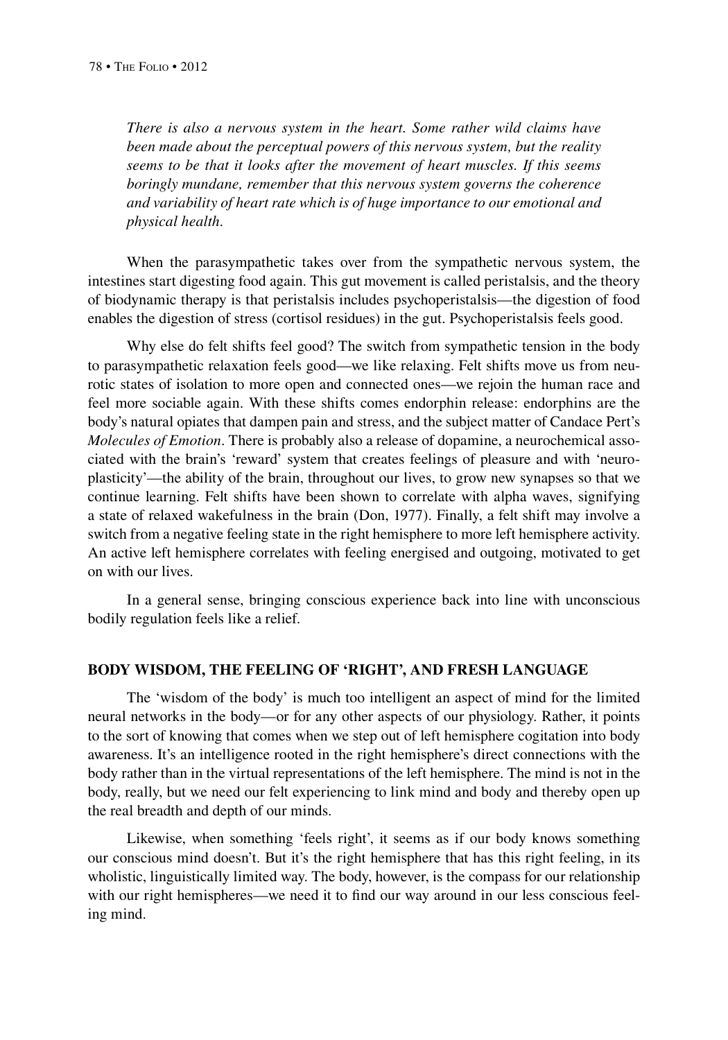*There is also a nervous system in the heart. Some rather wild claims have been made about the perceptual powers of this nervous system, but the reality seems to be that it looks after the movement of heart muscles. If this seems boringly mundane, remember that this nervous system governs the coherence and variability of heart rate which is of huge importance to our emotional and physical health.*

When the parasympathetic takes over from the sympathetic nervous system, the intestines start digesting food again. This gut movement is called peristalsis, and the theory of biodynamic therapy is that peristalsis includes psychoperistalsis—the digestion of food enables the digestion of stress (cortisol residues) in the gut. Psychoperistalsis feels good.

Why else do felt shifts feel good? The switch from sympathetic tension in the body to parasympathetic relaxation feels good—we like relaxing. Felt shifts move us from neurotic states of isolation to more open and connected ones—we rejoin the human race and feel more sociable again. With these shifts comes endorphin release: endorphins are the body's natural opiates that dampen pain and stress, and the subject matter of Candace Pert's *Molecules of Emotion*. There is probably also a release of dopamine, a neurochemical associated with the brain's 'reward' system that creates feelings of pleasure and with 'neuroplasticity'—the ability of the brain, throughout our lives, to grow new synapses so that we continue learning. Felt shifts have been shown to correlate with alpha waves, signifying a state of relaxed wakefulness in the brain (Don, 1977). Finally, a felt shift may involve a switch from a negative feeling state in the right hemisphere to more left hemisphere activity. An active left hemisphere correlates with feeling energised and outgoing, motivated to get on with our lives.

In a general sense, bringing conscious experience back into line with unconscious bodily regulation feels like a relief.

## BODY WISDOM, THE FEELING OF 'RIGHT', AND FRESH LANGUAGE

The 'wisdom of the body' is much too intelligent an aspect of mind for the limited neural networks in the body—or for any other aspects of our physiology. Rather, it points to the sort of knowing that comes when we step out of left hemisphere cogitation into body awareness. It's an intelligence rooted in the right hemisphere's direct connections with the body rather than in the virtual representations of the left hemisphere. The mind is not in the body, really, but we need our felt experiencing to link mind and body and thereby open up the real breadth and depth of our minds.

Likewise, when something 'feels right', it seems as if our body knows something our conscious mind doesn't. But it's the right hemisphere that has this right feeling, in its wholistic, linguistically limited way. The body, however, is the compass for our relationship with our right hemispheres—we need it to find our way around in our less conscious feeling mind.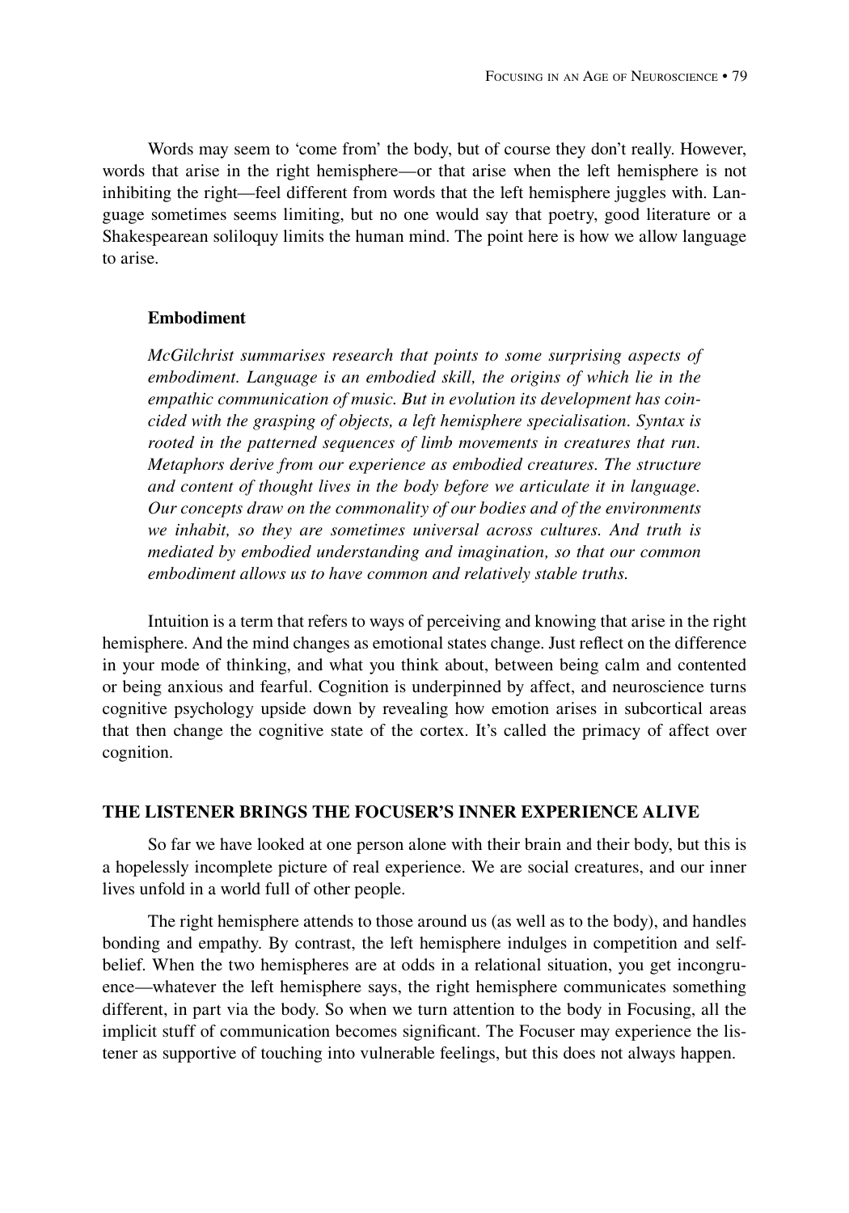Words may seem to 'come from' the body, but of course they don't really. However, words that arise in the right hemisphere—or that arise when the left hemisphere is not inhibiting the right—feel different from words that the left hemisphere juggles with. Language sometimes seems limiting, but no one would say that poetry, good literature or a Shakespearean soliloquy limits the human mind. The point here is how we allow language to arise.

**Embodiment**

*McGilchrist summarises research that points to some surprising aspects of embodiment. Language is an embodied skill, the origins of which lie in the empathic communication of music. But in evolution its development has coincided with the grasping of objects, a left hemisphere specialisation. Syntax is rooted in the patterned sequences of limb movements in creatures that run. Metaphors derive from our experience as embodied creatures. The structure and content of thought lives in the body before we articulate it in language. Our concepts draw on the commonality of our bodies and of the environments we inhabit, so they are sometimes universal across cultures. And truth is mediated by embodied understanding and imagination, so that our common embodiment allows us to have common and relatively stable truths.*

Intuition is a term that refers to ways of perceiving and knowing that arise in the right hemisphere. And the mind changes as emotional states change. Just reflect on the difference in your mode of thinking, and what you think about, between being calm and contented or being anxious and fearful. Cognition is underpinned by affect, and neuroscience turns cognitive psychology upside down by revealing how emotion arises in subcortical areas that then change the cognitive state of the cortex. It's called the primacy of affect over cognition.

## THE LISTENER BRINGS THE FOCUSER'S INNER EXPERIENCE ALIVE

So far we have looked at one person alone with their brain and their body, but this is a hopelessly incomplete picture of real experience. We are social creatures, and our inner lives unfold in a world full of other people.

The right hemisphere attends to those around us (as well as to the body), and handles bonding and empathy. By contrast, the left hemisphere indulges in competition and self-belief. When the two hemispheres are at odds in a relational situation, you get incongruence—whatever the left hemisphere says, the right hemisphere communicates something different, in part via the body. So when we turn attention to the body in Focusing, all the implicit stuff of communication becomes significant. The Focuser may experience the listener as supportive of touching into vulnerable feelings, but this does not always happen.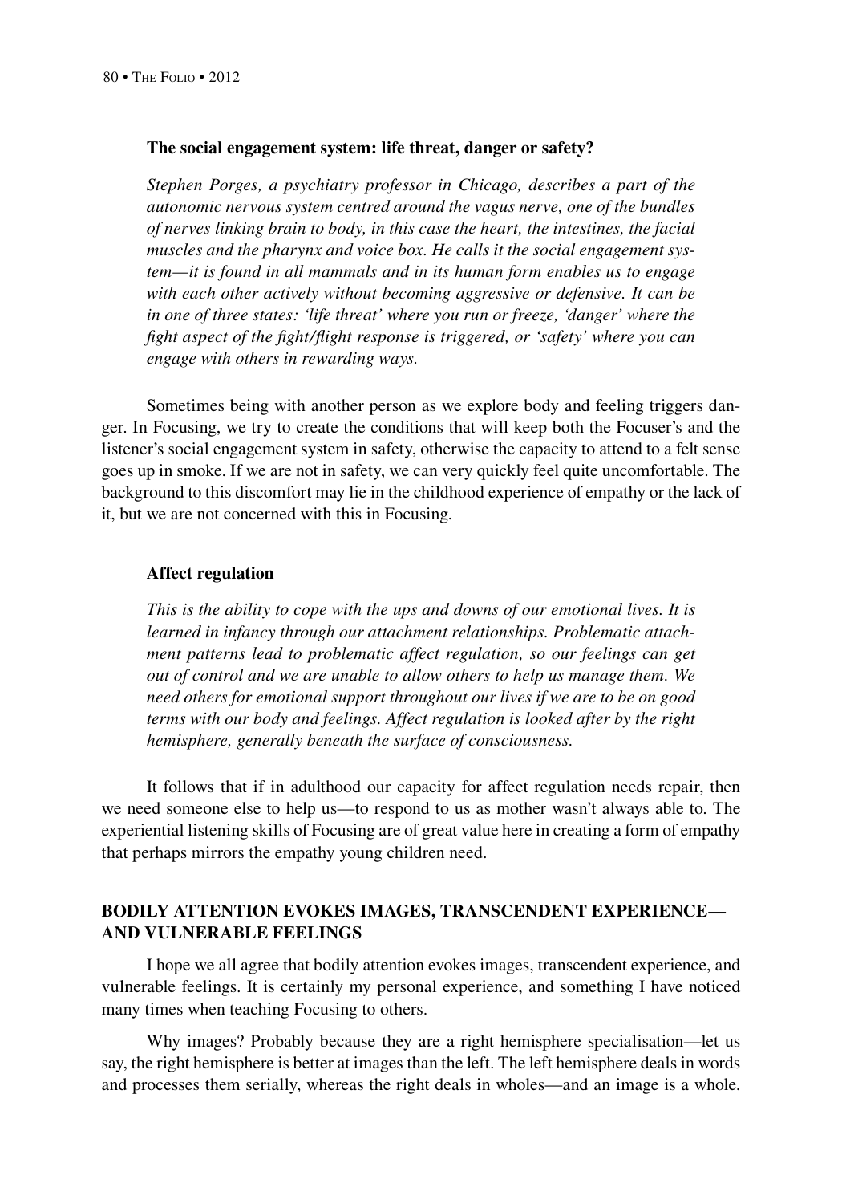**The social engagement system: life threat, danger or safety?**

*Stephen Porges, a psychiatry professor in Chicago, describes a part of the autonomic nervous system centred around the vagus nerve, one of the bundles of nerves linking brain to body, in this case the heart, the intestines, the facial muscles and the pharynx and voice box. He calls it the social engagement system—it is found in all mammals and in its human form enables us to engage with each other actively without becoming aggressive or defensive. It can be in one of three states: 'life threat' where you run or freeze, 'danger' where the fight aspect of the fight/flight response is triggered, or 'safety' where you can engage with others in rewarding ways.*

Sometimes being with another person as we explore body and feeling triggers danger. In Focusing, we try to create the conditions that will keep both the Focuser's and the listener's social engagement system in safety, otherwise the capacity to attend to a felt sense goes up in smoke. If we are not in safety, we can very quickly feel quite uncomfortable. The background to this discomfort may lie in the childhood experience of empathy or the lack of it, but we are not concerned with this in Focusing.

**Affect regulation**

*This is the ability to cope with the ups and downs of our emotional lives. It is learned in infancy through our attachment relationships. Problematic attachment patterns lead to problematic affect regulation, so our feelings can get out of control and we are unable to allow others to help us manage them. We need others for emotional support throughout our lives if we are to be on good terms with our body and feelings. Affect regulation is looked after by the right hemisphere, generally beneath the surface of consciousness.*

It follows that if in adulthood our capacity for affect regulation needs repair, then we need someone else to help us—to respond to us as mother wasn't always able to. The experiential listening skills of Focusing are of great value here in creating a form of empathy that perhaps mirrors the empathy young children need.

## BODILY ATTENTION EVOKES IMAGES, TRANSCENDENT EXPERIENCE—AND VULNERABLE FEELINGS

I hope we all agree that bodily attention evokes images, transcendent experience, and vulnerable feelings. It is certainly my personal experience, and something I have noticed many times when teaching Focusing to others.

Why images? Probably because they are a right hemisphere specialisation—let us say, the right hemisphere is better at images than the left. The left hemisphere deals in words and processes them serially, whereas the right deals in wholes—and an image is a whole.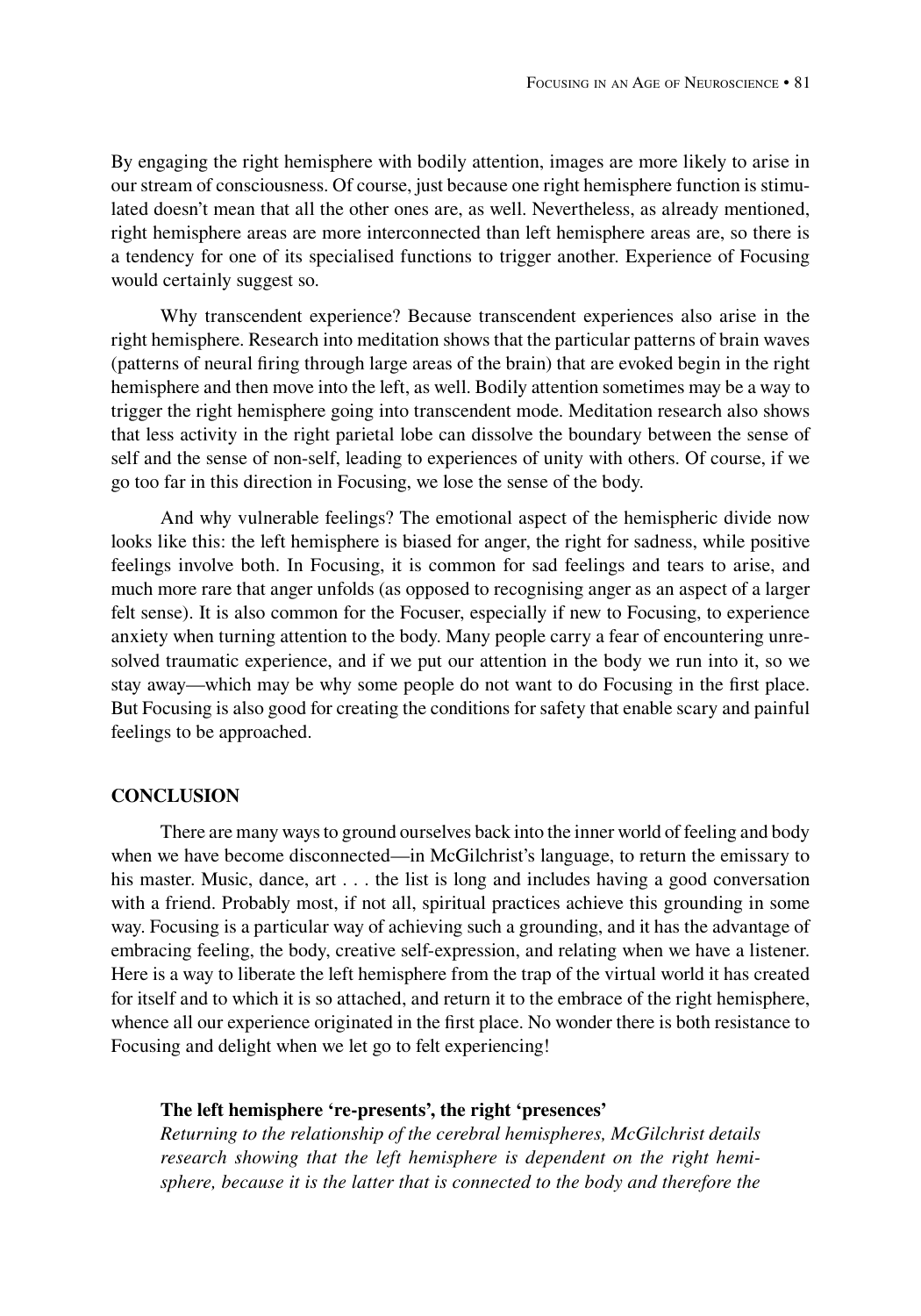By engaging the right hemisphere with bodily attention, images are more likely to arise in our stream of consciousness. Of course, just because one right hemisphere function is stimulated doesn't mean that all the other ones are, as well. Nevertheless, as already mentioned, right hemisphere areas are more interconnected than left hemisphere areas are, so there is a tendency for one of its specialised functions to trigger another. Experience of Focusing would certainly suggest so.

Why transcendent experience? Because transcendent experiences also arise in the right hemisphere. Research into meditation shows that the particular patterns of brain waves (patterns of neural firing through large areas of the brain) that are evoked begin in the right hemisphere and then move into the left, as well. Bodily attention sometimes may be a way to trigger the right hemisphere going into transcendent mode. Meditation research also shows that less activity in the right parietal lobe can dissolve the boundary between the sense of self and the sense of non-self, leading to experiences of unity with others. Of course, if we go too far in this direction in Focusing, we lose the sense of the body.

And why vulnerable feelings? The emotional aspect of the hemispheric divide now looks like this: the left hemisphere is biased for anger, the right for sadness, while positive feelings involve both. In Focusing, it is common for sad feelings and tears to arise, and much more rare that anger unfolds (as opposed to recognising anger as an aspect of a larger felt sense). It is also common for the Focuser, especially if new to Focusing, to experience anxiety when turning attention to the body. Many people carry a fear of encountering unresolved traumatic experience, and if we put our attention in the body we run into it, so we stay away—which may be why some people do not want to do Focusing in the first place. But Focusing is also good for creating the conditions for safety that enable scary and painful feelings to be approached.

## CONCLUSION

There are many ways to ground ourselves back into the inner world of feeling and body when we have become disconnected—in McGilchrist's language, to return the emissary to his master. Music, dance, art . . . the list is long and includes having a good conversation with a friend. Probably most, if not all, spiritual practices achieve this grounding in some way. Focusing is a particular way of achieving such a grounding, and it has the advantage of embracing feeling, the body, creative self-expression, and relating when we have a listener. Here is a way to liberate the left hemisphere from the trap of the virtual world it has created for itself and to which it is so attached, and return it to the embrace of the right hemisphere, whence all our experience originated in the first place. No wonder there is both resistance to Focusing and delight when we let go to felt experiencing!

**The left hemisphere 're-presents', the right 'presences'**

*Returning to the relationship of the cerebral hemispheres, McGilchrist details research showing that the left hemisphere is dependent on the right hemisphere, because it is the latter that is connected to the body and therefore the*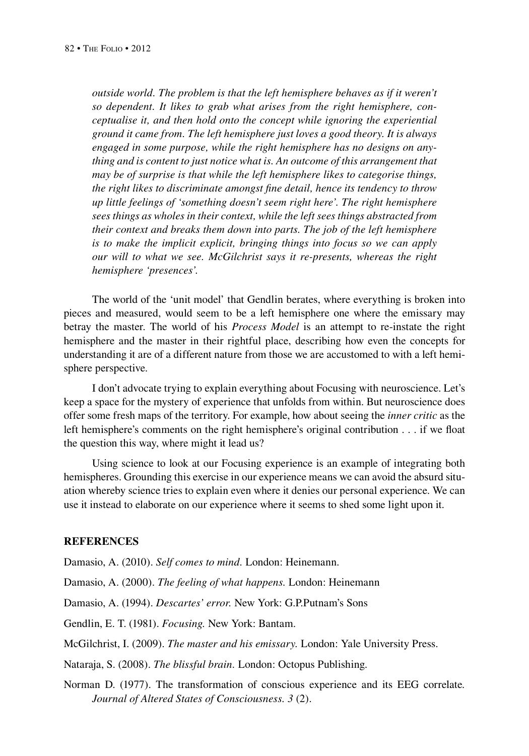*outside world. The problem is that the left hemisphere behaves as if it weren't so dependent. It likes to grab what arises from the right hemisphere, conceptualise it, and then hold onto the concept while ignoring the experiential ground it came from. The left hemisphere just loves a good theory. It is always engaged in some purpose, while the right hemisphere has no designs on anything and is content to just notice what is. An outcome of this arrangement that may be of surprise is that while the left hemisphere likes to categorise things, the right likes to discriminate amongst fine detail, hence its tendency to throw up little feelings of 'something doesn't seem right here'. The right hemisphere sees things as wholes in their context, while the left sees things abstracted from their context and breaks them down into parts. The job of the left hemisphere is to make the implicit explicit, bringing things into focus so we can apply our will to what we see. McGilchrist says it re-presents, whereas the right hemisphere 'presences'.*

The world of the 'unit model' that Gendlin berates, where everything is broken into pieces and measured, would seem to be a left hemisphere one where the emissary may betray the master. The world of his *Process Model* is an attempt to re-instate the right hemisphere and the master in their rightful place, describing how even the concepts for understanding it are of a different nature from those we are accustomed to with a left hemisphere perspective.

I don't advocate trying to explain everything about Focusing with neuroscience. Let's keep a space for the mystery of experience that unfolds from within. But neuroscience does offer some fresh maps of the territory. For example, how about seeing the *inner critic* as the left hemisphere's comments on the right hemisphere's original contribution . . . if we float the question this way, where might it lead us?

Using science to look at our Focusing experience is an example of integrating both hemispheres. Grounding this exercise in our experience means we can avoid the absurd situation whereby science tries to explain even where it denies our personal experience. We can use it instead to elaborate on our experience where it seems to shed some light upon it.

## REFERENCES

Damasio, A. (2010). *Self comes to mind.* London: Heinemann.

Damasio, A. (2000). *The feeling of what happens.* London: Heinemann

Damasio, A. (1994). *Descartes' error.* New York: G.P.Putnam's Sons

Gendlin, E. T. (1981). *Focusing.* New York: Bantam.

McGilchrist, I. (2009). *The master and his emissary.* London: Yale University Press.

Nataraja, S. (2008). *The blissful brain.* London: Octopus Publishing.

Norman D. (1977). The transformation of conscious experience and its EEG correlate. *Journal of Altered States of Consciousness. 3* (2).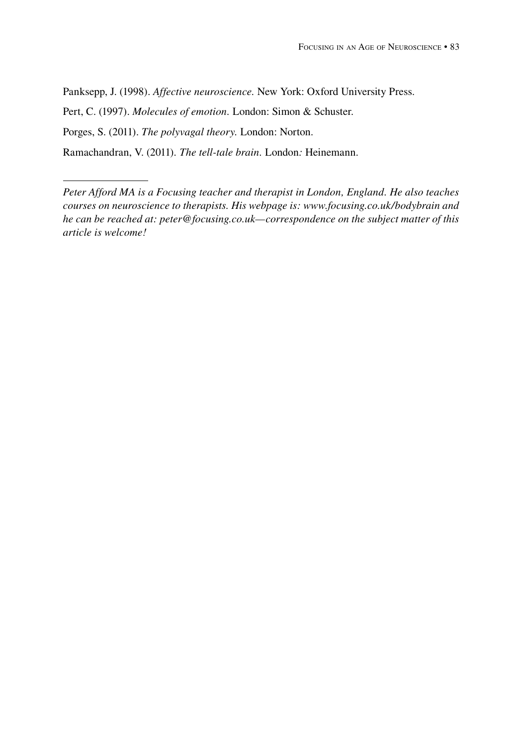Panksepp, J. (1998). *Affective neuroscience.* New York: Oxford University Press.

Pert, C. (1997). *Molecules of emotion.* London: Simon & Schuster.

Porges, S. (2011). *The polyvagal theory.* London: Norton.

Ramachandran, V. (2011). *The tell-tale brain.* London*:* Heinemann.

---

*Peter Afford MA is a Focusing teacher and therapist in London, England. He also teaches courses on neuroscience to therapists. His webpage is: www.focusing.co.uk/bodybrain and he can be reached at: peter@focusing.co.uk—correspondence on the subject matter of this article is welcome!*